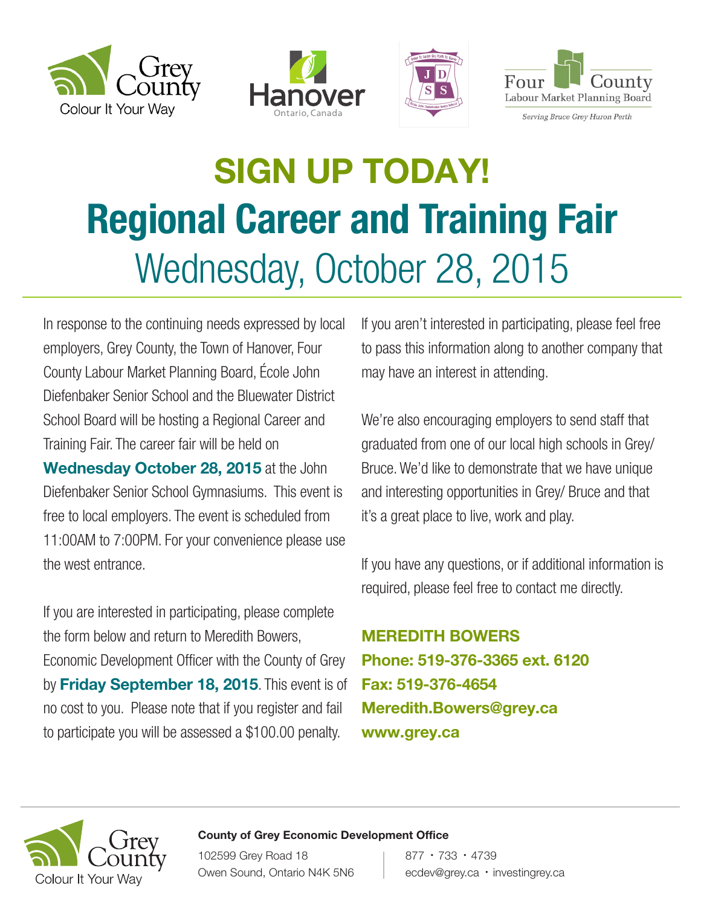Grey County
Colour It Your Way

Hanover
Ontario, Canada

Four County
Labour Market Planning Board
*Serving Bruce Grey Huron Perth*

# SIGN UP TODAY!

# Regional Career and Training Fair

## Wednesday, October 28, 2015

In response to the continuing needs expressed by local employers, Grey County, the Town of Hanover, Four County Labour Market Planning Board, École John Diefenbaker Senior School and the Bluewater District School Board will be hosting a Regional Career and Training Fair. The career fair will be held on **Wednesday October 28, 2015** at the John Diefenbaker Senior School Gymnasiums. This event is free to local employers. The event is scheduled from 11:00AM to 7:00PM. For your convenience please use the west entrance.

If you are interested in participating, please complete the form below and return to Meredith Bowers, Economic Development Officer with the County of Grey by **Friday September 18, 2015**. This event is of no cost to you. Please note that if you register and fail to participate you will be assessed a $100.00 penalty.

If you aren't interested in participating, please feel free to pass this information along to another company that may have an interest in attending.

We're also encouraging employers to send staff that graduated from one of our local high schools in Grey/ Bruce. We'd like to demonstrate that we have unique and interesting opportunities in Grey/ Bruce and that it's a great place to live, work and play.

If you have any questions, or if additional information is required, please feel free to contact me directly.

**MEREDITH BOWERS**
**Phone: 519-376-3365 ext. 6120**
**Fax: 519-376-4654**
**Meredith.Bowers@grey.ca**
**www.grey.ca**

Grey County
Colour It Your Way

**County of Grey Economic Development Office**
102599 Grey Road 18
Owen Sound, Ontario N4K 5N6

877 • 733 • 4739
ecdev@grey.ca • investingrey.ca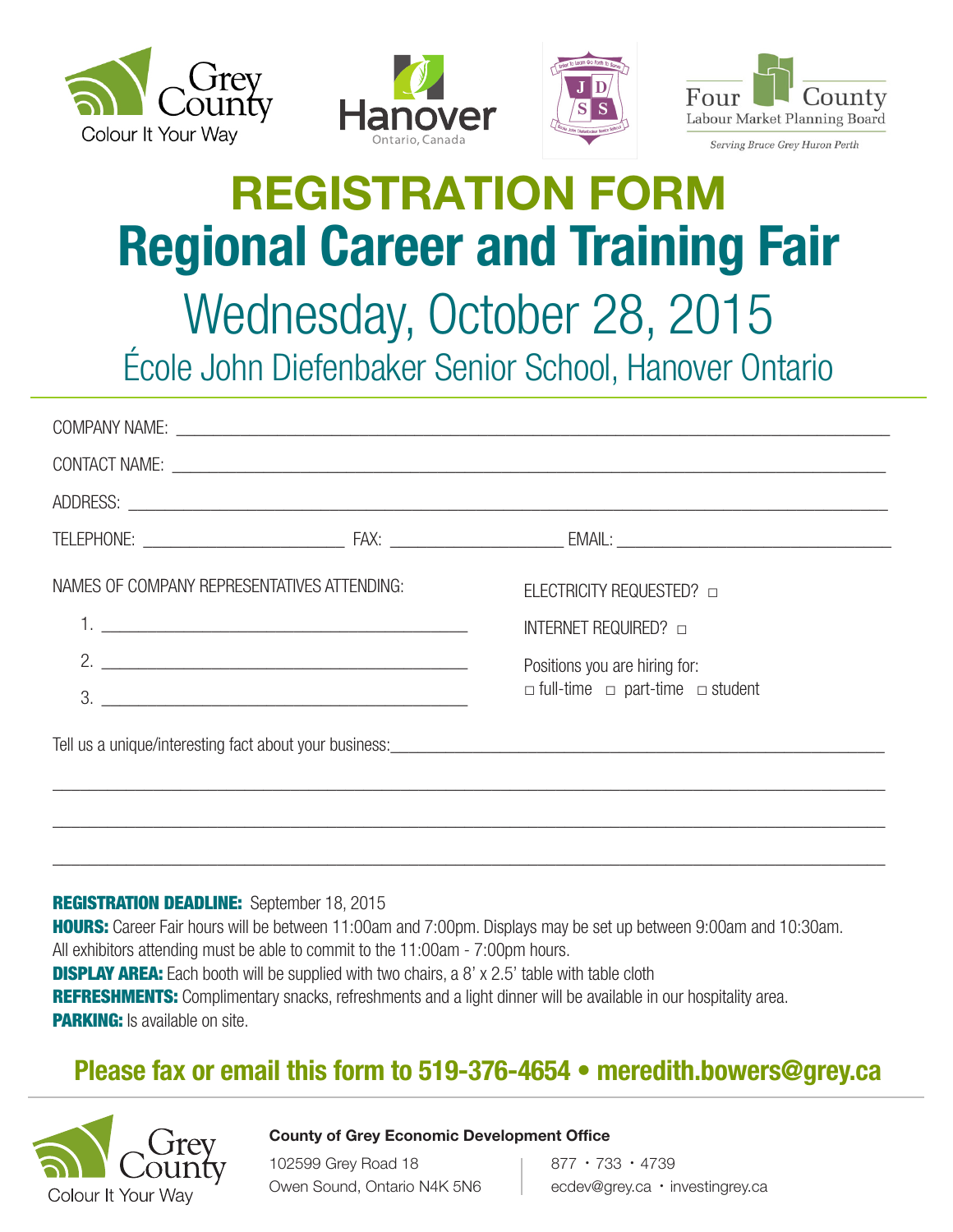Grey County
Colour It Your Way

Hanover
Ontario, Canada

JDSS

Four County
Labour Market Planning Board
Serving Bruce Grey Huron Perth

# REGISTRATION FORM

# Regional Career and Training Fair

## Wednesday, October 28, 2015

### École John Diefenbaker Senior School, Hanover Ontario

COMPANY NAME: ______________________________________________

CONTACT NAME: ______________________________________________

ADDRESS: ______________________________________________

TELEPHONE: ____________________ FAX: ____________________ EMAIL: ____________________

NAMES OF COMPANY REPRESENTATIVES ATTENDING:

1. ______________________________
2. ______________________________
3. ______________________________

ELECTRICITY REQUESTED? ☐

INTERNET REQUIRED? ☐

Positions you are hiring for:
☐ full-time ☐ part-time ☐ student

Tell us a unique/interesting fact about your business: ______________________________________________

______________________________________________

______________________________________________

______________________________________________

**REGISTRATION DEADLINE:** September 18, 2015

**HOURS:** Career Fair hours will be between 11:00am and 7:00pm. Displays may be set up between 9:00am and 10:30am. All exhibitors attending must be able to commit to the 11:00am - 7:00pm hours.

**DISPLAY AREA:** Each booth will be supplied with two chairs, a 8' x 2.5' table with table cloth

**REFRESHMENTS:** Complimentary snacks, refreshments and a light dinner will be available in our hospitality area.

**PARKING:** Is available on site.

**Please fax or email this form to 519-376-4654 • meredith.bowers@grey.ca**

Grey County
Colour It Your Way

**County of Grey Economic Development Office**

102599 Grey Road 18
Owen Sound, Ontario N4K 5N6

877 • 733 • 4739
ecdev@grey.ca • investingrey.ca